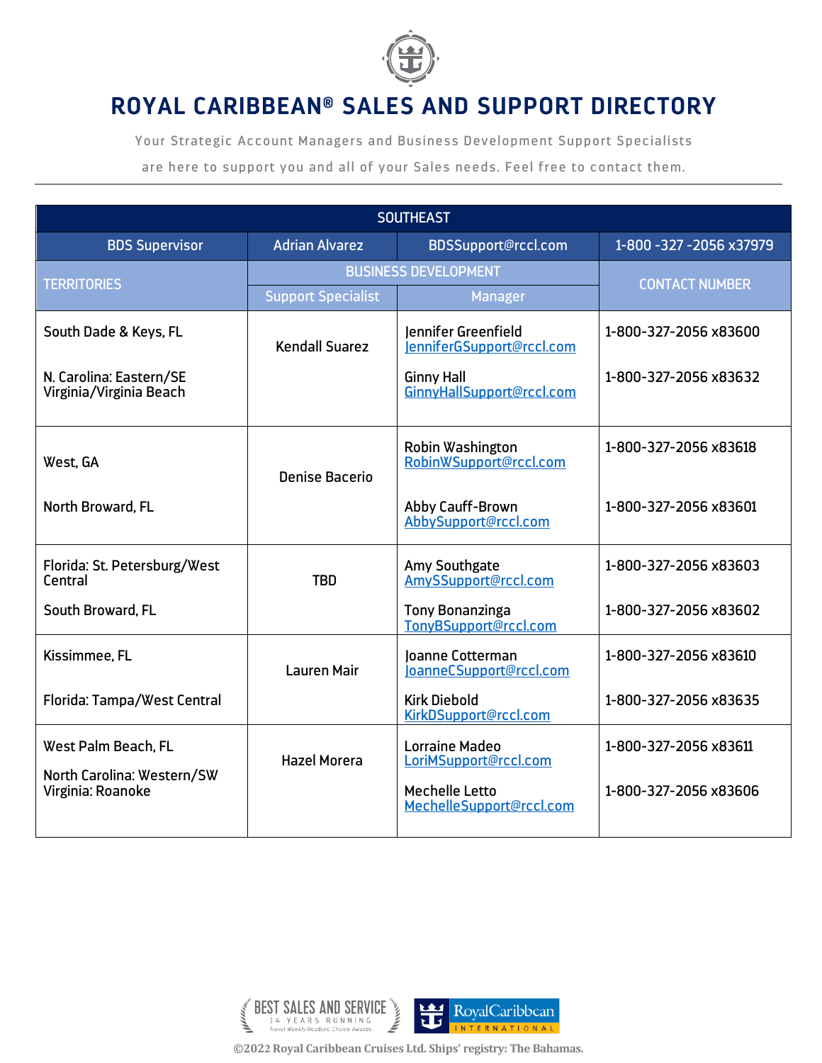# ROYAL CARIBBEAN® SALES AND SUPPORT DIRECTORY

Your Strategic Account Managers and Business Development Support Specialists are here to support you and all of your Sales needs. Feel free to contact them.

| SOUTHEAST | | | |
|---|---|---|---|
| BDS Supervisor | Adrian Alvarez | BDSSupport@rccl.com | 1-800 -327 -2056 x37979 |
| TERRITORIES | BUSINESS DEVELOPMENT | | CONTACT NUMBER |
| | Support Specialist | Manager | |
| South Dade & Keys, FL | Kendall Suarez | Jennifer Greenfield JenniferGSupport@rccl.com | 1-800-327-2056 x83600 |
| N. Carolina: Eastern/SE Virginia/Virginia Beach | | Ginny Hall GinnyHallSupport@rccl.com | 1-800-327-2056 x83632 |
| West, GA | Denise Bacerio | Robin Washington RobinWSupport@rccl.com | 1-800-327-2056 x83618 |
| North Broward, FL | | Abby Cauff-Brown AbbySupport@rccl.com | 1-800-327-2056 x83601 |
| Florida: St. Petersburg/West Central | TBD | Amy Southgate AmySSupport@rccl.com | 1-800-327-2056 x83603 |
| South Broward, FL | | Tony Bonanzinga TonyBSupport@rccl.com | 1-800-327-2056 x83602 |
| Kissimmee, FL | Lauren Mair | Joanne Cotterman JoanneCSupport@rccl.com | 1-800-327-2056 x83610 |
| Florida: Tampa/West Central | | Kirk Diebold KirkDSupport@rccl.com | 1-800-327-2056 x83635 |
| West Palm Beach, FL | Hazel Morera | Lorraine Madeo LoriMSupport@rccl.com | 1-800-327-2056 x83611 |
| North Carolina: Western/SW Virginia: Roanoke | | Mechelle Letto MechelleSupport@rccl.com | 1-800-327-2056 x83606 |

BEST SALES AND SERVICE 14 YEARS RUNNING Travel Weekly Readers' Choice Awards

Royal Caribbean INTERNATIONAL

©2022 Royal Caribbean Cruises Ltd. Ships' registry: The Bahamas.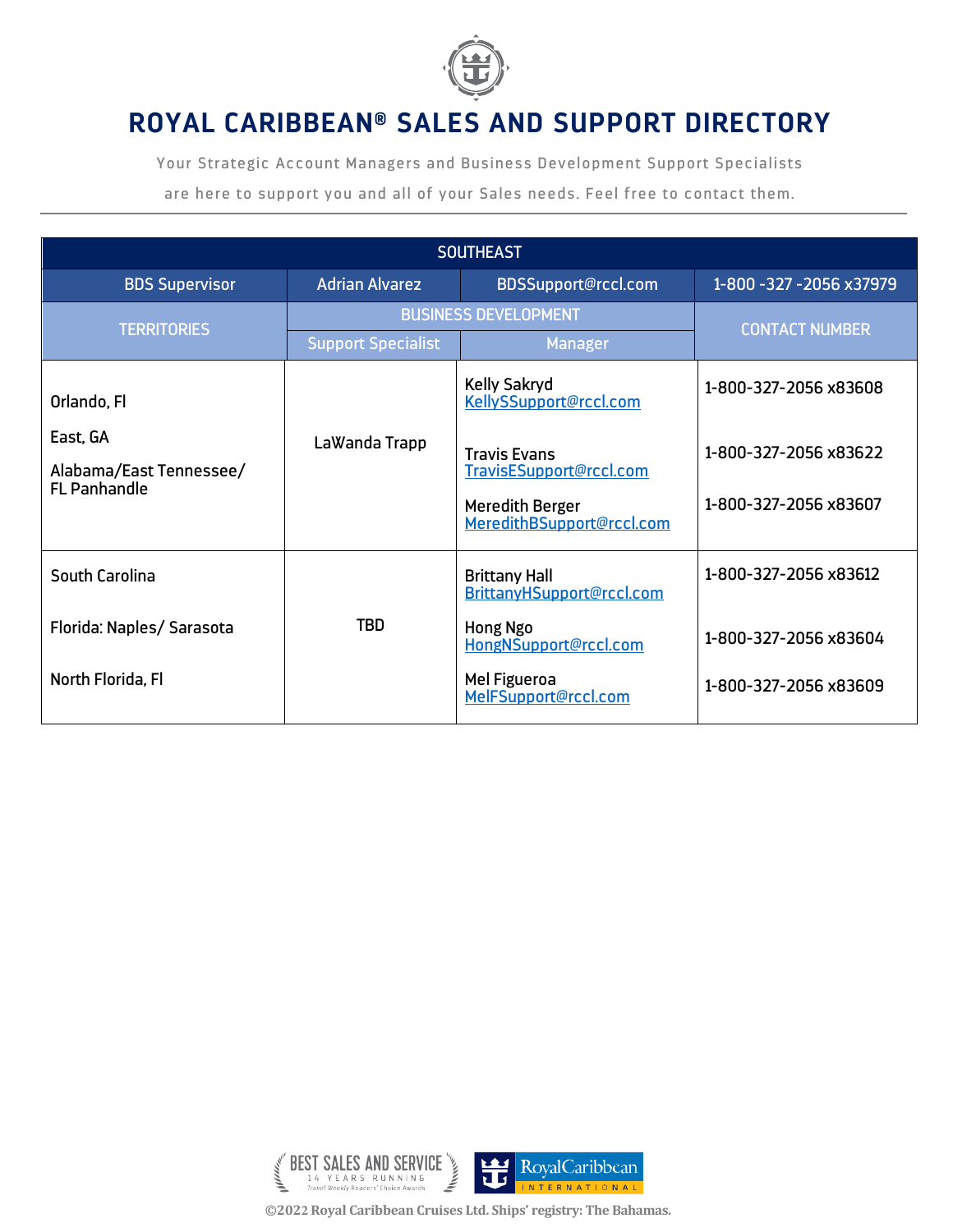# ROYAL CARIBBEAN® SALES AND SUPPORT DIRECTORY

Your Strategic Account Managers and Business Development Support Specialists are here to support you and all of your Sales needs. Feel free to contact them.

| SOUTHEAST | | | |
|---|---|---|---|
| BDS Supervisor | Adrian Alvarez | BDSSupport@rccl.com | 1-800 -327 -2056 x37979 |
| TERRITORIES | BUSINESS DEVELOPMENT | | CONTACT NUMBER |
| | Support Specialist | Manager | |
| Orlando, Fl<br>East, GA<br>Alabama/East Tennessee/ FL Panhandle | LaWanda Trapp | Kelly Sakryd KellySSupport@rccl.com<br>Travis Evans TravisESupport@rccl.com<br>Meredith Berger MeredithBSupport@rccl.com | 1-800-327-2056 x83608<br>1-800-327-2056 x83622<br>1-800-327-2056 x83607 |
| South Carolina<br>Florida: Naples/ Sarasota<br>North Florida, Fl | TBD | Brittany Hall BrittanyHSupport@rccl.com<br>Hong Ngo HongNSupport@rccl.com<br>Mel Figueroa MelFSupport@rccl.com | 1-800-327-2056 x83612<br>1-800-327-2056 x83604<br>1-800-327-2056 x83609 |

BEST SALES AND SERVICE 14 YEARS RUNNING Travel Weekly Readers' Choice Awards

RoyalCaribbean INTERNATIONAL

©2022 Royal Caribbean Cruises Ltd. Ships' registry: The Bahamas.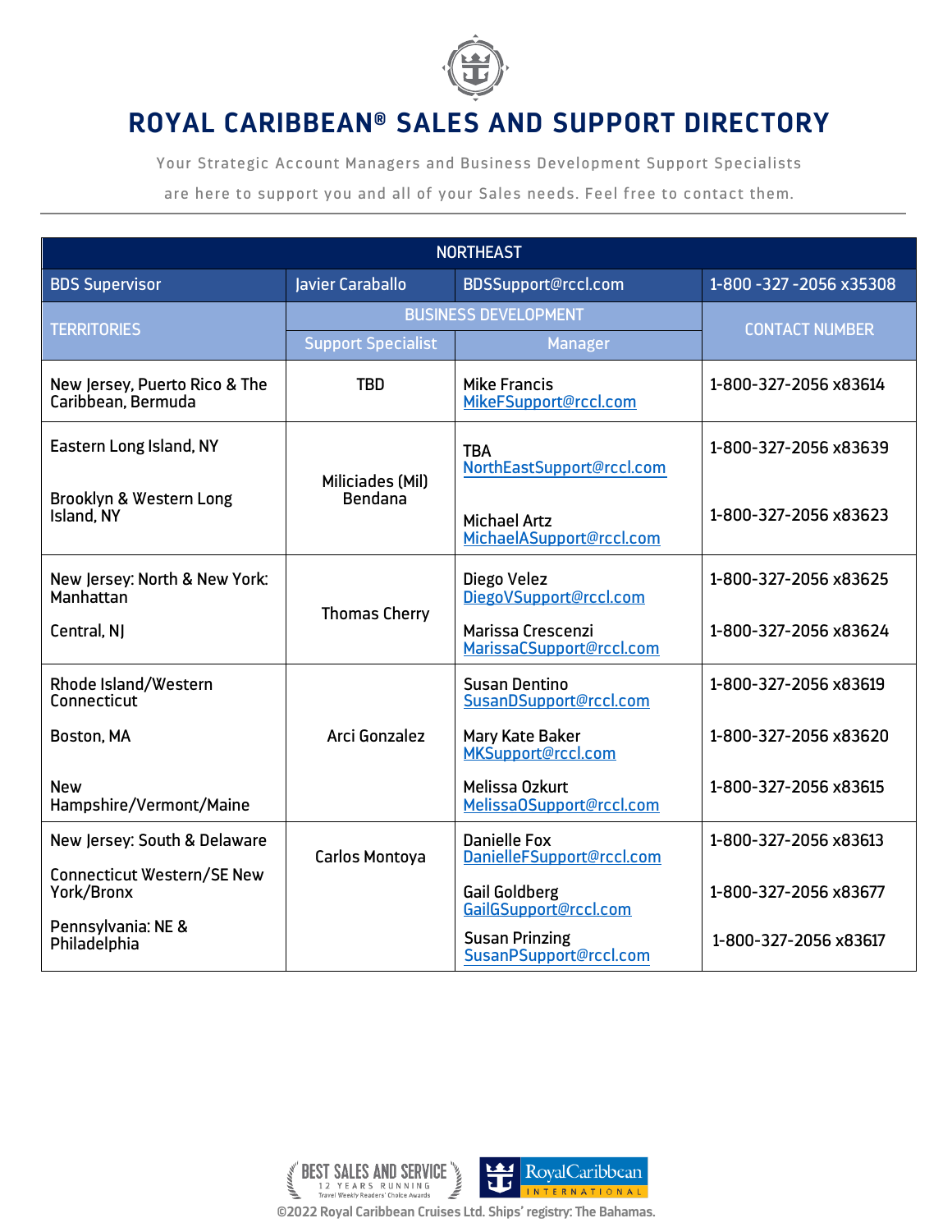# ROYAL CARIBBEAN® SALES AND SUPPORT DIRECTORY

Your Strategic Account Managers and Business Development Support Specialists are here to support you and all of your Sales needs. Feel free to contact them.

| NORTHEAST | | | |
|---|---|---|---|
| BDS Supervisor | Javier Caraballo | BDSSupport@rccl.com | 1-800 -327 -2056 x35308 |
| TERRITORIES | BUSINESS DEVELOPMENT | | CONTACT NUMBER |
| | Support Specialist | Manager | |
| New Jersey, Puerto Rico & The Caribbean, Bermuda | TBD | Mike Francis MikeFSupport@rccl.com | 1-800-327-2056 x83614 |
| Eastern Long Island, NY | Miliciades (Mil) Bendana | TBA NorthEastSupport@rccl.com | 1-800-327-2056 x83639 |
| Brooklyn & Western Long Island, NY | | Michael Artz MichaelASupport@rccl.com | 1-800-327-2056 x83623 |
| New Jersey: North & New York: Manhattan | Thomas Cherry | Diego Velez DiegoVSupport@rccl.com | 1-800-327-2056 x83625 |
| Central, NJ | | Marissa Crescenzi MarissaCSupport@rccl.com | 1-800-327-2056 x83624 |
| Rhode Island/Western Connecticut | Arci Gonzalez | Susan Dentino SusanDSupport@rccl.com | 1-800-327-2056 x83619 |
| Boston, MA | | Mary Kate Baker MKSupport@rccl.com | 1-800-327-2056 x83620 |
| New Hampshire/Vermont/Maine | | Melissa Ozkurt MelissaOSupport@rccl.com | 1-800-327-2056 x83615 |
| New Jersey: South & Delaware | Carlos Montoya | Danielle Fox DanielleFSupport@rccl.com | 1-800-327-2056 x83613 |
| Connecticut Western/SE New York/Bronx | | Gail Goldberg GailGSupport@rccl.com | 1-800-327-2056 x83677 |
| Pennsylvania: NE & Philadelphia | | Susan Prinzing SusanPSupport@rccl.com | 1-800-327-2056 x83617 |

BEST SALES AND SERVICE 12 YEARS RUNNING Travel Weekly Readers' Choice Awards

Royal Caribbean INTERNATIONAL

©2022 Royal Caribbean Cruises Ltd. Ships' registry: The Bahamas.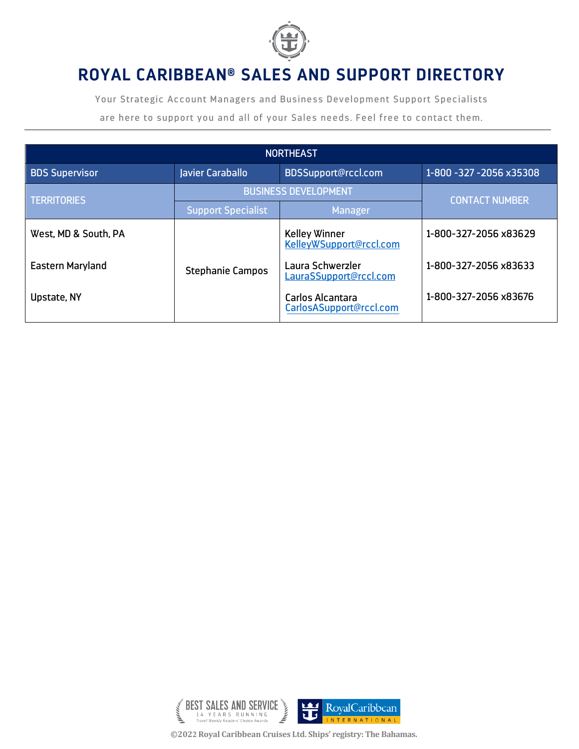# ROYAL CARIBBEAN® SALES AND SUPPORT DIRECTORY

Your Strategic Account Managers and Business Development Support Specialists are here to support you and all of your Sales needs. Feel free to contact them.

| NORTHEAST | | | |
|---|---|---|---|
| BDS Supervisor | Javier Caraballo | BDSSupport@rccl.com | 1-800 -327 -2056 x35308 |
| TERRITORIES | BUSINESS DEVELOPMENT | | CONTACT NUMBER |
| | Support Specialist | Manager | |
| West, MD & South, PA | Stephanie Campos | Kelley Winner KelleyWSupport@rccl.com | 1-800-327-2056 x83629 |
| Eastern Maryland | | Laura Schwerzler LauraSSupport@rccl.com | 1-800-327-2056 x83633 |
| Upstate, NY | | Carlos Alcantara CarlosASupport@rccl.com | 1-800-327-2056 x83676 |

BEST SALES AND SERVICE
14 YEARS RUNNING
Travel Weekly Readers' Choice Awards

RoyalCaribbean INTERNATIONAL

©2022 Royal Caribbean Cruises Ltd. Ships' registry: The Bahamas.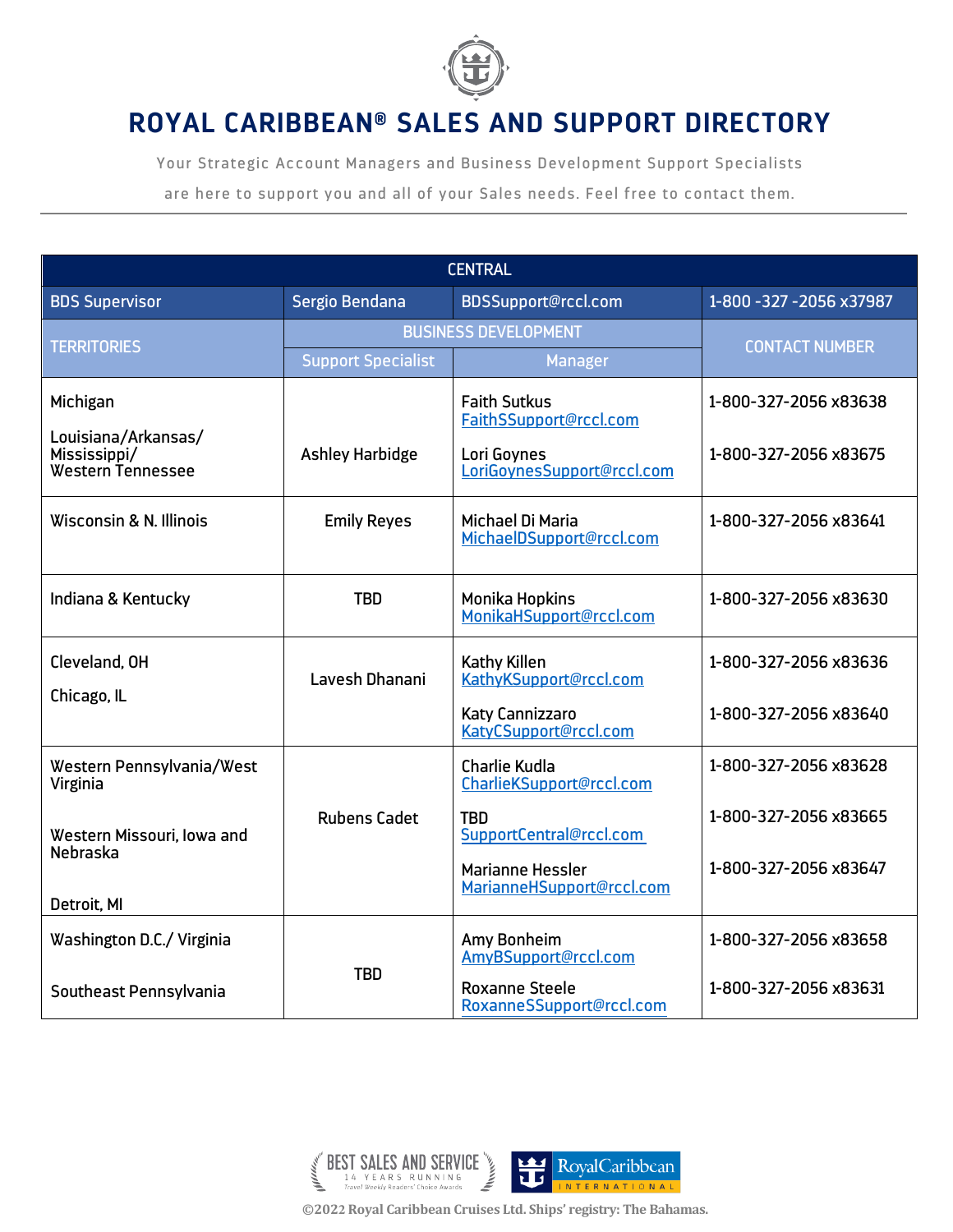# ROYAL CARIBBEAN® SALES AND SUPPORT DIRECTORY

Your Strategic Account Managers and Business Development Support Specialists are here to support you and all of your Sales needs. Feel free to contact them.

| CENTRAL | | | |
|---|---|---|---|
| BDS Supervisor | Sergio Bendana | BDSSupport@rccl.com | 1-800 -327 -2056 x37987 |
| TERRITORIES | BUSINESS DEVELOPMENT | | CONTACT NUMBER |
| | Support Specialist | Manager | |
| Michigan | Ashley Harbidge | Faith Sutkus FaithSSupport@rccl.com | 1-800-327-2056 x83638 |
| Louisiana/Arkansas/ Mississippi/ Western Tennessee | | Lori Goynes LoriGoynesSupport@rccl.com | 1-800-327-2056 x83675 |
| Wisconsin & N. Illinois | Emily Reyes | Michael Di Maria MichaelDSupport@rccl.com | 1-800-327-2056 x83641 |
| Indiana & Kentucky | TBD | Monika Hopkins MonikaHSupport@rccl.com | 1-800-327-2056 x83630 |
| Cleveland, OH | Lavesh Dhanani | Kathy Killen KathyKSupport@rccl.com | 1-800-327-2056 x83636 |
| Chicago, IL | | Katy Cannizzaro KatyCSupport@rccl.com | 1-800-327-2056 x83640 |
| Western Pennsylvania/West Virginia | Rubens Cadet | Charlie Kudla CharlieKSupport@rccl.com | 1-800-327-2056 x83628 |
| Western Missouri, Iowa and Nebraska | | TBD SupportCentral@rccl.com | 1-800-327-2056 x83665 |
| Detroit, MI | | Marianne Hessler MarianneHSupport@rccl.com | 1-800-327-2056 x83647 |
| Washington D.C./ Virginia | TBD | Amy Bonheim AmyBSupport@rccl.com | 1-800-327-2056 x83658 |
| Southeast Pennsylvania | | Roxanne Steele RoxanneSSupport@rccl.com | 1-800-327-2056 x83631 |

BEST SALES AND SERVICE 14 YEARS RUNNING Travel Weekly Readers' Choice Awards

Royal Caribbean INTERNATIONAL

©2022 Royal Caribbean Cruises Ltd. Ships' registry: The Bahamas.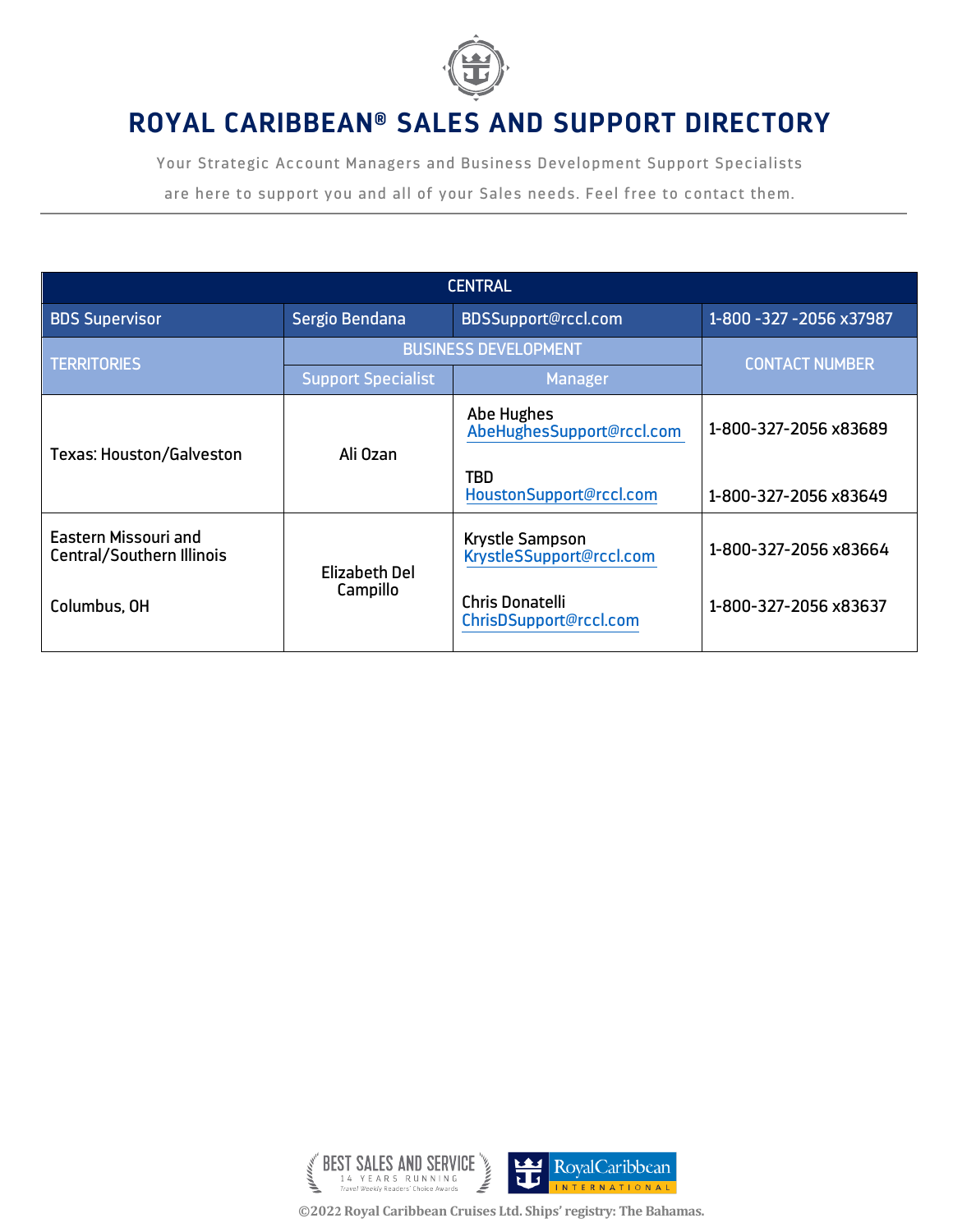# ROYAL CARIBBEAN® SALES AND SUPPORT DIRECTORY

Your Strategic Account Managers and Business Development Support Specialists

are here to support you and all of your Sales needs. Feel free to contact them.

| CENTRAL | | | |
|---|---|---|---|
| BDS Supervisor | Sergio Bendana | BDSSupport@rccl.com | 1-800 -327 -2056 x37987 |
| TERRITORIES | BUSINESS DEVELOPMENT | | CONTACT NUMBER |
| | Support Specialist | Manager | |
| Texas: Houston/Galveston | Ali Ozan | Abe Hughes AbeHughesSupport@rccl.com | 1-800-327-2056 x83689 |
| | | TBD HoustonSupport@rccl.com | 1-800-327-2056 x83649 |
| Eastern Missouri and Central/Southern Illinois | Elizabeth Del Campillo | Krystle Sampson KrystleSSupport@rccl.com | 1-800-327-2056 x83664 |
| Columbus, OH | | Chris Donatelli ChrisDSupport@rccl.com | 1-800-327-2056 x83637 |

BEST SALES AND SERVICE 14 YEARS RUNNING Travel Weekly Readers' Choice Awards

©2022 Royal Caribbean Cruises Ltd. Ships' registry: The Bahamas.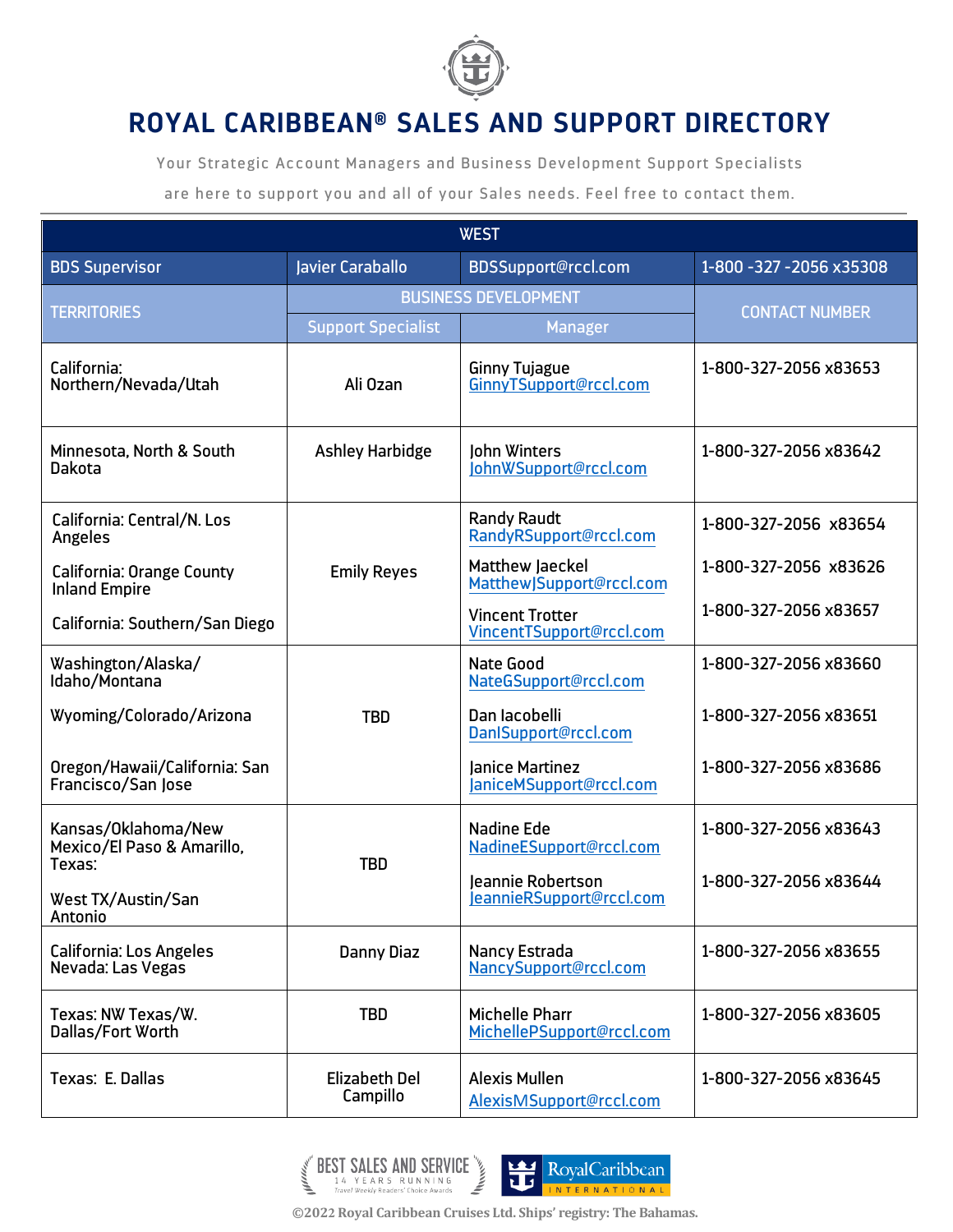# ROYAL CARIBBEAN® SALES AND SUPPORT DIRECTORY

Your Strategic Account Managers and Business Development Support Specialists are here to support you and all of your Sales needs. Feel free to contact them.

| WEST | | | |
|---|---|---|---|
| BDS Supervisor | Javier Caraballo | BDSSupport@rccl.com | 1-800 -327 -2056 x35308 |
| TERRITORIES | BUSINESS DEVELOPMENT | | CONTACT NUMBER |
| | Support Specialist | Manager | |
| California: Northern/Nevada/Utah | Ali Ozan | Ginny Tujague GinnyTSupport@rccl.com | 1-800-327-2056 x83653 |
| Minnesota, North & South Dakota | Ashley Harbidge | John Winters JohnWSupport@rccl.com | 1-800-327-2056 x83642 |
| California: Central/N. Los Angeles | Emily Reyes | Randy Raudt RandyRSupport@rccl.com | 1-800-327-2056 x83654 |
| California: Orange County Inland Empire | | Matthew Jaeckel MatthewJSupport@rccl.com | 1-800-327-2056 x83626 |
| California: Southern/San Diego | | Vincent Trotter VincentTSupport@rccl.com | 1-800-327-2056 x83657 |
| Washington/Alaska/ Idaho/Montana | TBD | Nate Good NateGSupport@rccl.com | 1-800-327-2056 x83660 |
| Wyoming/Colorado/Arizona | | Dan Iacobelli DanISupport@rccl.com | 1-800-327-2056 x83651 |
| Oregon/Hawaii/California: San Francisco/San Jose | | Janice Martinez JaniceMSupport@rccl.com | 1-800-327-2056 x83686 |
| Kansas/Oklahoma/New Mexico/El Paso & Amarillo, Texas: | TBD | Nadine Ede NadineESupport@rccl.com | 1-800-327-2056 x83643 |
| West TX/Austin/San Antonio | | Jeannie Robertson JeannieRSupport@rccl.com | 1-800-327-2056 x83644 |
| California: Los Angeles Nevada: Las Vegas | Danny Diaz | Nancy Estrada NancySupport@rccl.com | 1-800-327-2056 x83655 |
| Texas: NW Texas/W. Dallas/Fort Worth | TBD | Michelle Pharr MichellePSupport@rccl.com | 1-800-327-2056 x83605 |
| Texas: E. Dallas | Elizabeth Del Campillo | Alexis Mullen AlexisMSupport@rccl.com | 1-800-327-2056 x83645 |

BEST SALES AND SERVICE 14 YEARS RUNNING Travel Weekly Readers' Choice Awards

Royal Caribbean INTERNATIONAL

©2022 Royal Caribbean Cruises Ltd. Ships' registry: The Bahamas.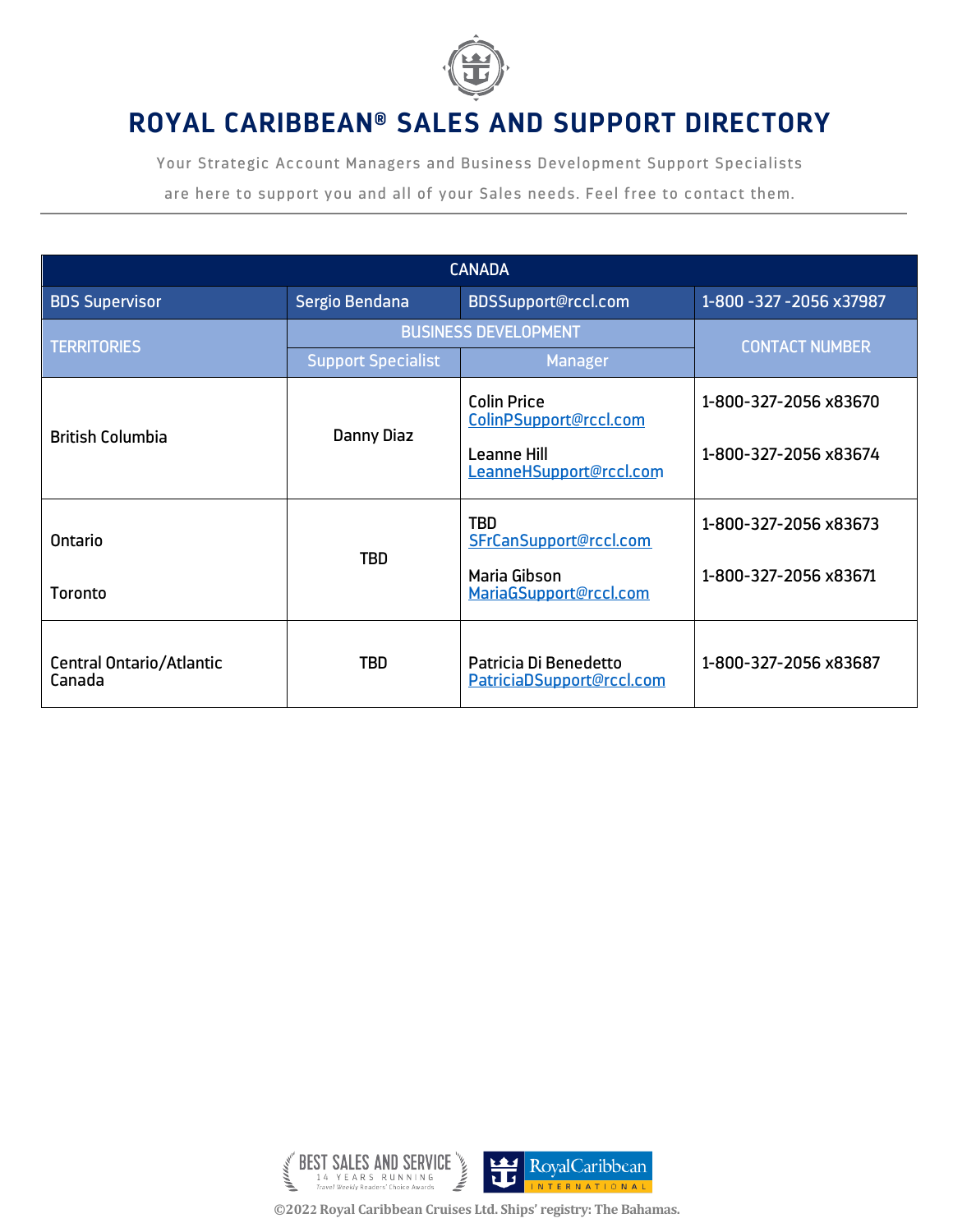# ROYAL CARIBBEAN® SALES AND SUPPORT DIRECTORY

Your Strategic Account Managers and Business Development Support Specialists are here to support you and all of your Sales needs. Feel free to contact them.

| CANADA | | | |
|---|---|---|---|
| BDS Supervisor | Sergio Bendana | BDSSupport@rccl.com | 1-800 -327 -2056 x37987 |
| TERRITORIES | BUSINESS DEVELOPMENT | | CONTACT NUMBER |
| | Support Specialist | Manager | |
| British Columbia | Danny Diaz | Colin Price<br>ColinPSupport@rccl.com<br><br>Leanne Hill<br>LeanneHSupport@rccl.com | 1-800-327-2056 x83670<br><br>1-800-327-2056 x83674 |
| Ontario<br><br>Toronto | TBD | TBD<br>SFrCanSupport@rccl.com<br><br>Maria Gibson<br>MariaGSupport@rccl.com | 1-800-327-2056 x83673<br><br>1-800-327-2056 x83671 |
| Central Ontario/Atlantic Canada | TBD | Patricia Di Benedetto<br>PatriciaDSupport@rccl.com | 1-800-327-2056 x83687 |

BEST SALES AND SERVICE
14 YEARS RUNNING
Travel Weekly Readers' Choice Awards

Royal Caribbean INTERNATIONAL

©2022 Royal Caribbean Cruises Ltd. Ships' registry: The Bahamas.